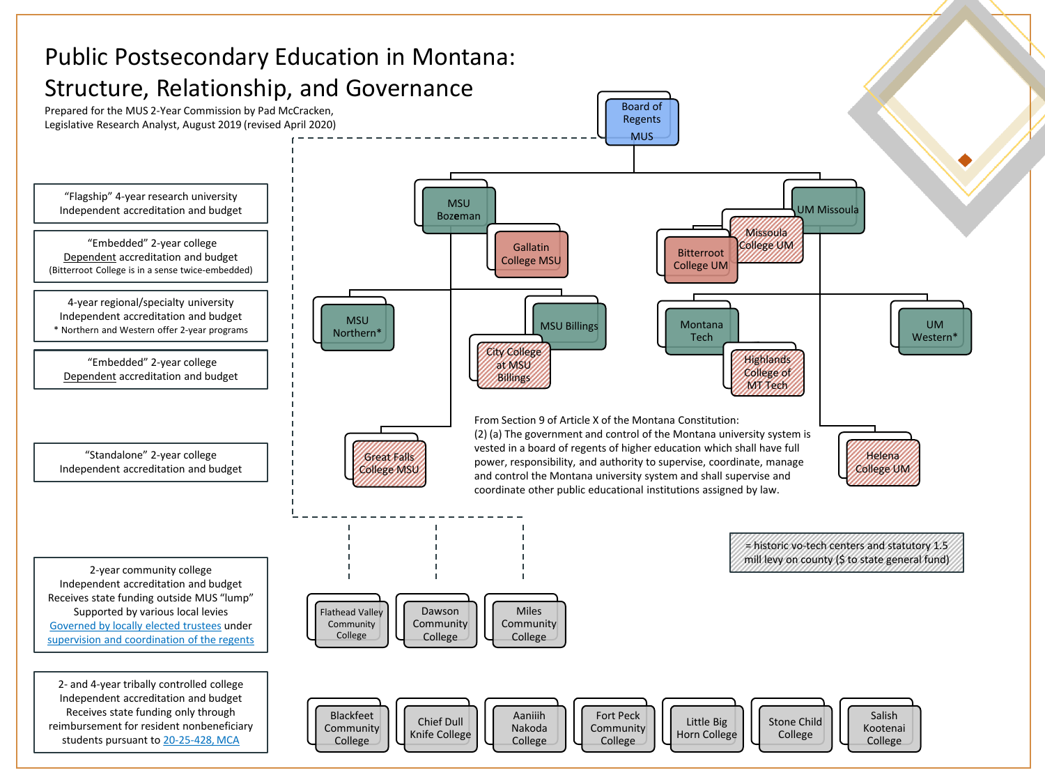# Public Postsecondary Education in Montana: Structure, Relationship, and Governance

Prepared for the MUS 2-Year Commission by Pad McCracken, Legislative Research Analyst, August 2019 (revised April 2020)

**Legend:**

- "Flagship" 4-year research university — Independent accreditation and budget
- "Embedded" 2-year college — Dependent accreditation and budget (Bitterroot College is in a sense twice-embedded)
- 4-year regional/specialty university — Independent accreditation and budget (* Northern and Western offer 2-year programs)
- "Embedded" 2-year college — Dependent accreditation and budget
- "Standalone" 2-year college — Independent accreditation and budget
- 2-year community college — Independent accreditation and budget. Receives state funding outside MUS "lump". Supported by various local levies. Governed by locally elected trustees under supervision and coordination of the regents
- 2- and 4-year tribally controlled college — Independent accreditation and budget. Receives state funding only through reimbursement for resident nonbeneficiary students pursuant to 20-25-428, MCA
- (Hatched) = historic vo-tech centers and statutory 1.5 mill levy on county ($ to state general fund)

**Board of Regents — MUS**

- MSU Bozeman
  - Gallatin College MSU
  - MSU Northern*
  - MSU Billings
    - City College at MSU Billings
  - Great Falls College MSU
- UM Missoula
  - Missoula College UM
    - Bitterroot College UM
  - Montana Tech
    - Highlands College of MT Tech
  - UM Western*
  - Helena College UM

**Community colleges (supervision and coordination of the Board of Regents):**

- Flathead Valley Community College
- Dawson Community College
- Miles Community College

**Tribally controlled colleges:**

- Blackfeet Community College
- Chief Dull Knife College
- Aaniiih Nakoda College
- Fort Peck Community College
- Little Big Horn College
- Stone Child College
- Salish Kootenai College

From Section 9 of Article X of the Montana Constitution:
(2) (a) The government and control of the Montana university system is vested in a board of regents of higher education which shall have full power, responsibility, and authority to supervise, coordinate, manage and control the Montana university system and shall supervise and coordinate other public educational institutions assigned by law.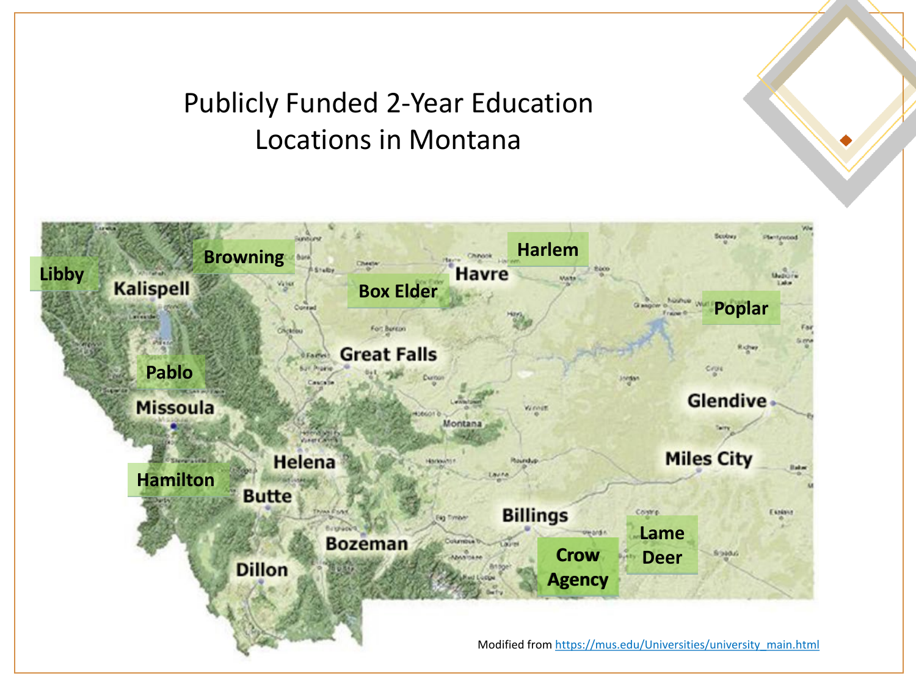# Publicly Funded 2-Year Education Locations in Montana

Libby

Browning

Kalispell

Box Elder

Harlem

Havre

Poplar

Great Falls

Pablo

Missoula

Glendive

Helena

Miles City

Hamilton

Butte

Billings

Lame Deer

Crow Agency

Bozeman

Dillon

Modified from https://mus.edu/Universities/university_main.html